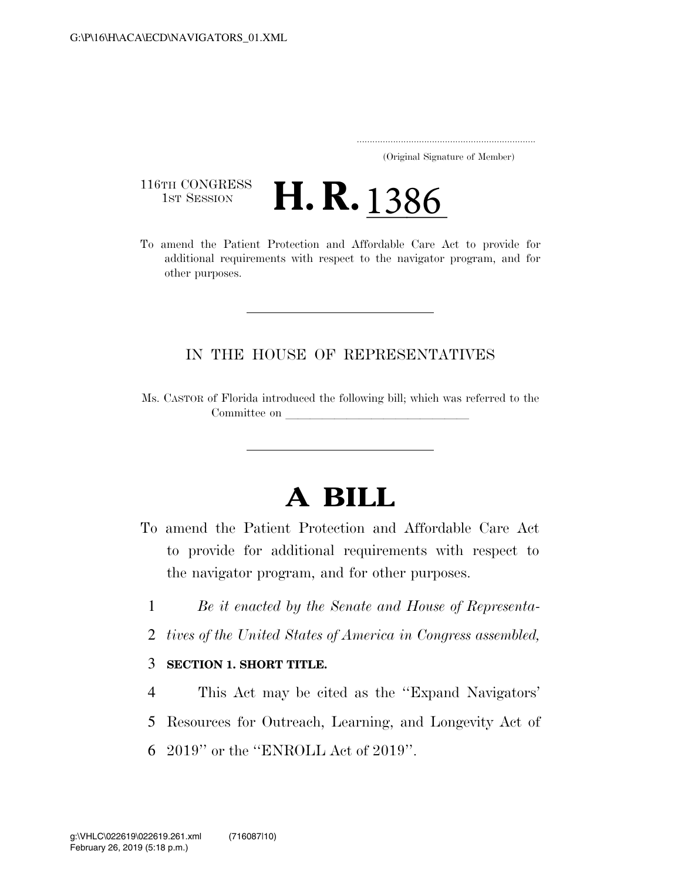(Original Signature of Member)

116TH CONGRESS
1ST SESSION

# H. R. 1386

To amend the Patient Protection and Affordable Care Act to provide for additional requirements with respect to the navigator program, and for other purposes.

---

IN THE HOUSE OF REPRESENTATIVES

Ms. CASTOR of Florida introduced the following bill; which was referred to the Committee on \_\_\_\_\_\_\_\_\_\_\_\_\_\_\_\_\_\_\_\_\_\_\_\_\_\_\_\_\_\_

---

# A BILL

To amend the Patient Protection and Affordable Care Act to provide for additional requirements with respect to the navigator program, and for other purposes.

1 *Be it enacted by the Senate and House of Representa-*
2 *tives of the United States of America in Congress assembled,*

3 **SECTION 1. SHORT TITLE.**

4 This Act may be cited as the ''Expand Navigators'
5 Resources for Outreach, Learning, and Longevity Act of
6 2019'' or the ''ENROLL Act of 2019''.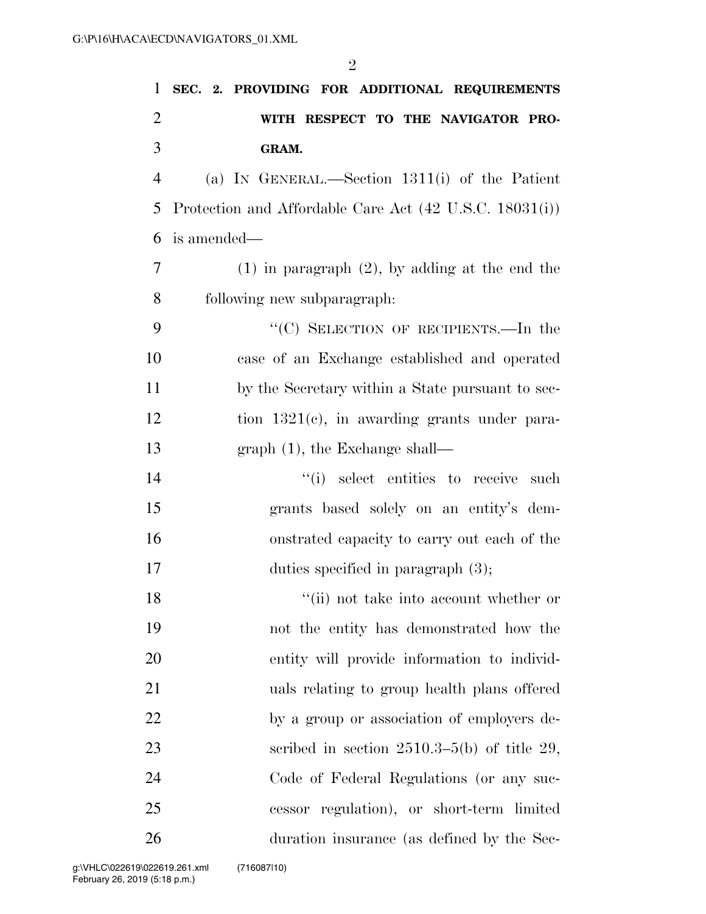**SEC. 2. PROVIDING FOR ADDITIONAL REQUIREMENTS WITH RESPECT TO THE NAVIGATOR PROGRAM.**

(a) IN GENERAL.—Section 1311(i) of the Patient Protection and Affordable Care Act (42 U.S.C. 18031(i)) is amended—

(1) in paragraph (2), by adding at the end the following new subparagraph:

"(C) SELECTION OF RECIPIENTS.—In the case of an Exchange established and operated by the Secretary within a State pursuant to section 1321(c), in awarding grants under paragraph (1), the Exchange shall—

"(i) select entities to receive such grants based solely on an entity's demonstrated capacity to carry out each of the duties specified in paragraph (3);

"(ii) not take into account whether or not the entity has demonstrated how the entity will provide information to individuals relating to group health plans offered by a group or association of employers described in section 2510.3–5(b) of title 29, Code of Federal Regulations (or any successor regulation), or short-term limited duration insurance (as defined by the Sec-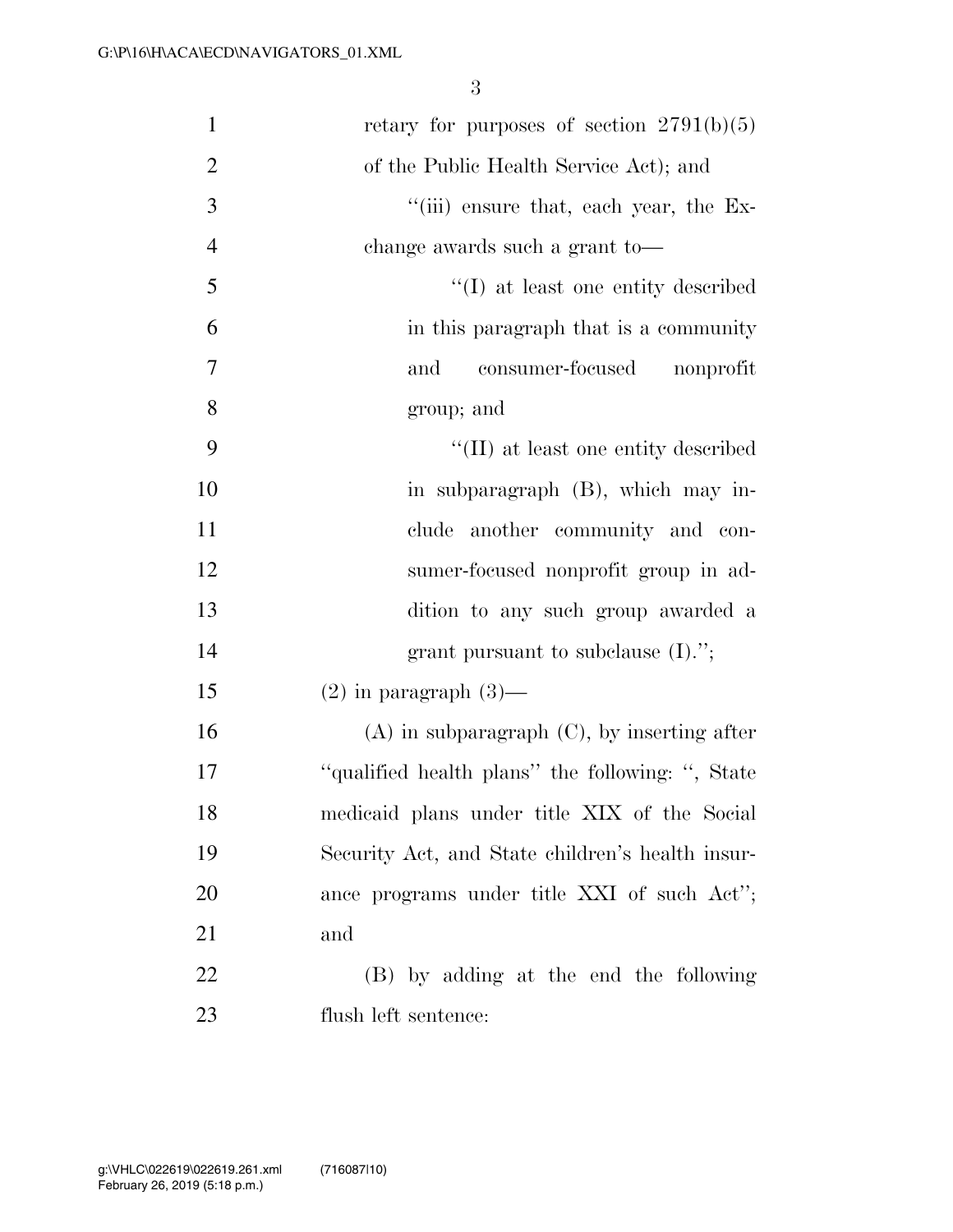retary for purposes of section 2791(b)(5) of the Public Health Service Act); and

"(iii) ensure that, each year, the Exchange awards such a grant to—

"(I) at least one entity described in this paragraph that is a community and consumer-focused nonprofit group; and

"(II) at least one entity described in subparagraph (B), which may include another community and consumer-focused nonprofit group in addition to any such group awarded a grant pursuant to subclause (I).";

(2) in paragraph (3)—

(A) in subparagraph (C), by inserting after "qualified health plans" the following: ", State medicaid plans under title XIX of the Social Security Act, and State children's health insurance programs under title XXI of such Act"; and

(B) by adding at the end the following flush left sentence: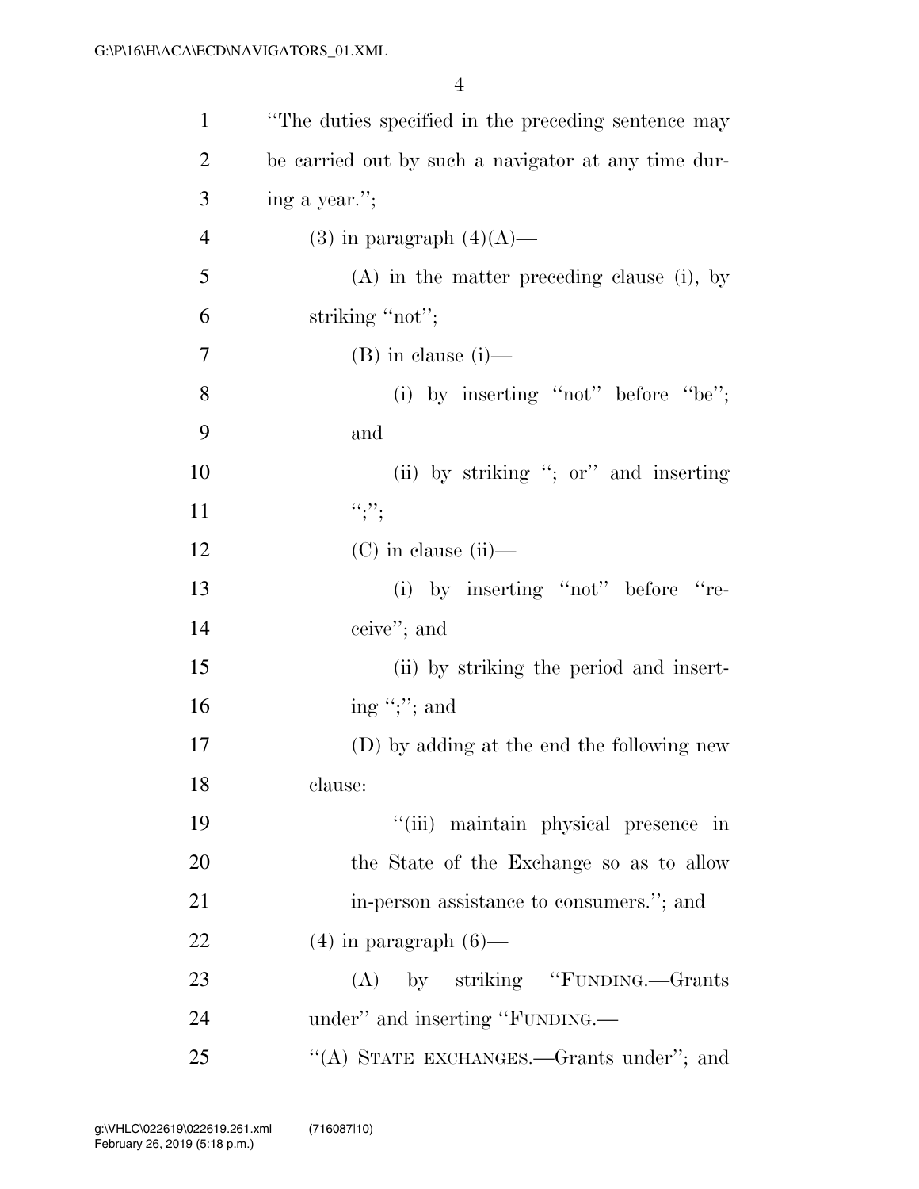"The duties specified in the preceding sentence may be carried out by such a navigator at any time during a year.";

(3) in paragraph (4)(A)—

(A) in the matter preceding clause (i), by striking "not";

(B) in clause (i)—

(i) by inserting "not" before "be"; and

(ii) by striking "; or" and inserting ";";

(C) in clause (ii)—

(i) by inserting "not" before "receive"; and

(ii) by striking the period and inserting ";"; and

(D) by adding at the end the following new clause:

"(iii) maintain physical presence in the State of the Exchange so as to allow in-person assistance to consumers."; and

(4) in paragraph (6)—

(A) by striking "FUNDING.—Grants under" and inserting "FUNDING.—

"(A) STATE EXCHANGES.—Grants under"; and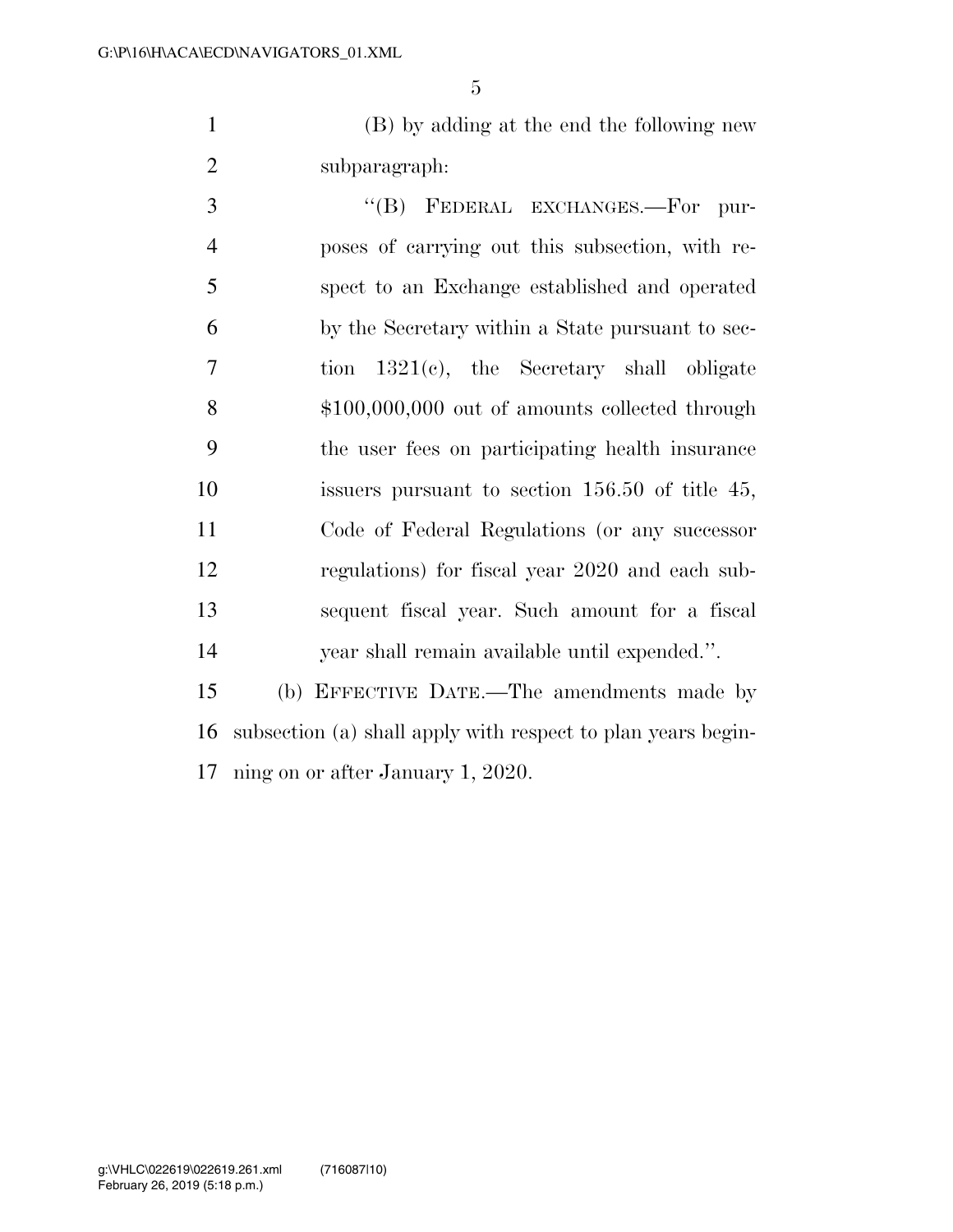(B) by adding at the end the following new subparagraph:

"(B) FEDERAL EXCHANGES.—For purposes of carrying out this subsection, with respect to an Exchange established and operated by the Secretary within a State pursuant to section 1321(c), the Secretary shall obligate $100,000,000 out of amounts collected through the user fees on participating health insurance issuers pursuant to section 156.50 of title 45, Code of Federal Regulations (or any successor regulations) for fiscal year 2020 and each subsequent fiscal year. Such amount for a fiscal year shall remain available until expended.".

(b) EFFECTIVE DATE.—The amendments made by subsection (a) shall apply with respect to plan years beginning on or after January 1, 2020.